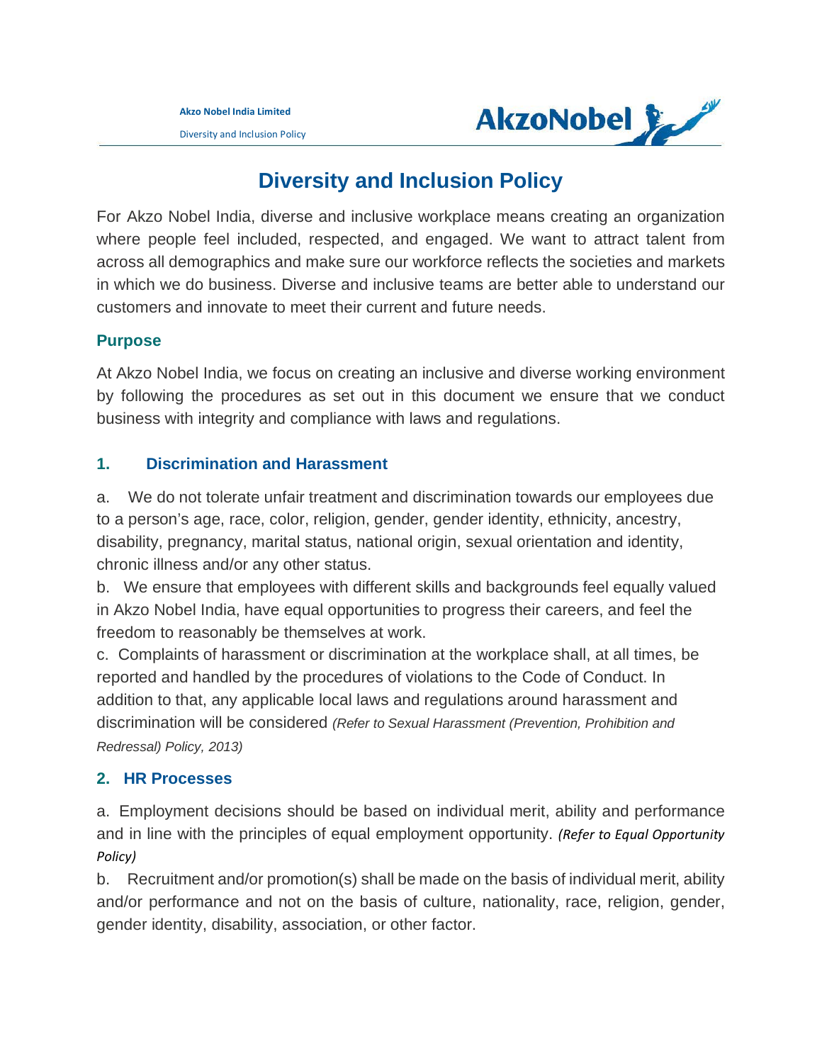# Diversity and Inclusion Policy

For Akzo Nobel India, diverse and inclusive workplace means creating an organization where people feel included, respected, and engaged. We want to attract talent from across all demographics and make sure our workforce reflects the societies and markets in which we do business. Diverse and inclusive teams are better able to understand our customers and innovate to meet their current and future needs.

## Purpose

At Akzo Nobel India, we focus on creating an inclusive and diverse working environment by following the procedures as set out in this document we ensure that we conduct business with integrity and compliance with laws and regulations.

## 1. Discrimination and Harassment

a. We do not tolerate unfair treatment and discrimination towards our employees due to a person's age, race, color, religion, gender, gender identity, ethnicity, ancestry, disability, pregnancy, marital status, national origin, sexual orientation and identity, chronic illness and/or any other status.

b. We ensure that employees with different skills and backgrounds feel equally valued in Akzo Nobel India, have equal opportunities to progress their careers, and feel the freedom to reasonably be themselves at work.

c. Complaints of harassment or discrimination at the workplace shall, at all times, be reported and handled by the procedures of violations to the Code of Conduct. In addition to that, any applicable local laws and regulations around harassment and discrimination will be considered *(Refer to Sexual Harassment (Prevention, Prohibition and Redressal) Policy, 2013)*

## 2. HR Processes

a. Employment decisions should be based on individual merit, ability and performance and in line with the principles of equal employment opportunity. *(Refer to Equal Opportunity Policy)*

b. Recruitment and/or promotion(s) shall be made on the basis of individual merit, ability and/or performance and not on the basis of culture, nationality, race, religion, gender, gender identity, disability, association, or other factor.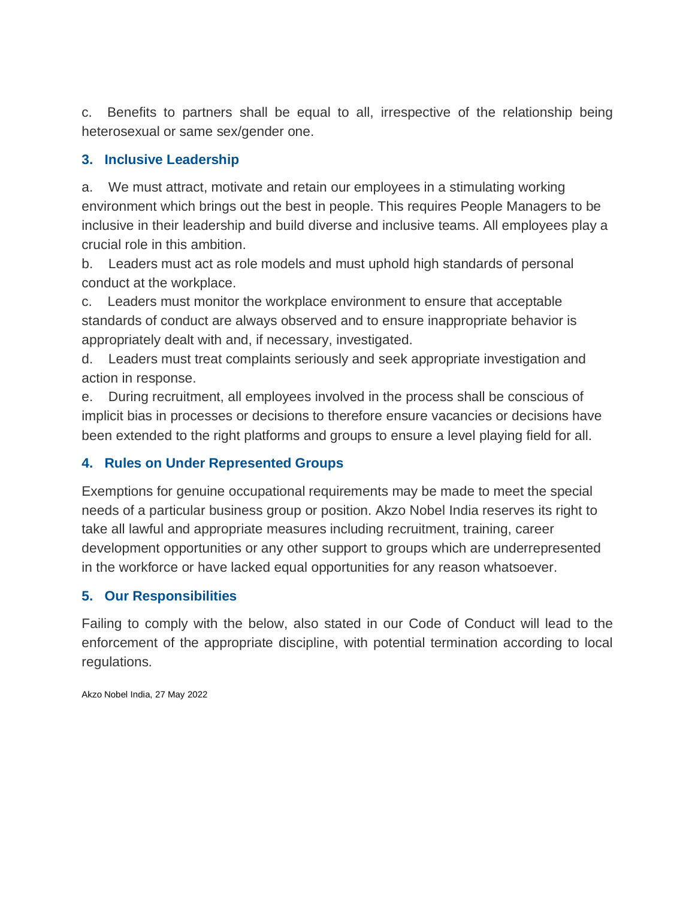c. Benefits to partners shall be equal to all, irrespective of the relationship being heterosexual or same sex/gender one.

## 3. Inclusive Leadership

a. We must attract, motivate and retain our employees in a stimulating working environment which brings out the best in people. This requires People Managers to be inclusive in their leadership and build diverse and inclusive teams. All employees play a crucial role in this ambition.

b. Leaders must act as role models and must uphold high standards of personal conduct at the workplace.

c. Leaders must monitor the workplace environment to ensure that acceptable standards of conduct are always observed and to ensure inappropriate behavior is appropriately dealt with and, if necessary, investigated.

d. Leaders must treat complaints seriously and seek appropriate investigation and action in response.

e. During recruitment, all employees involved in the process shall be conscious of implicit bias in processes or decisions to therefore ensure vacancies or decisions have been extended to the right platforms and groups to ensure a level playing field for all.

## 4. Rules on Under Represented Groups

Exemptions for genuine occupational requirements may be made to meet the special needs of a particular business group or position. Akzo Nobel India reserves its right to take all lawful and appropriate measures including recruitment, training, career development opportunities or any other support to groups which are underrepresented in the workforce or have lacked equal opportunities for any reason whatsoever.

## 5. Our Responsibilities

Failing to comply with the below, also stated in our Code of Conduct will lead to the enforcement of the appropriate discipline, with potential termination according to local regulations.

Akzo Nobel India, 27 May 2022